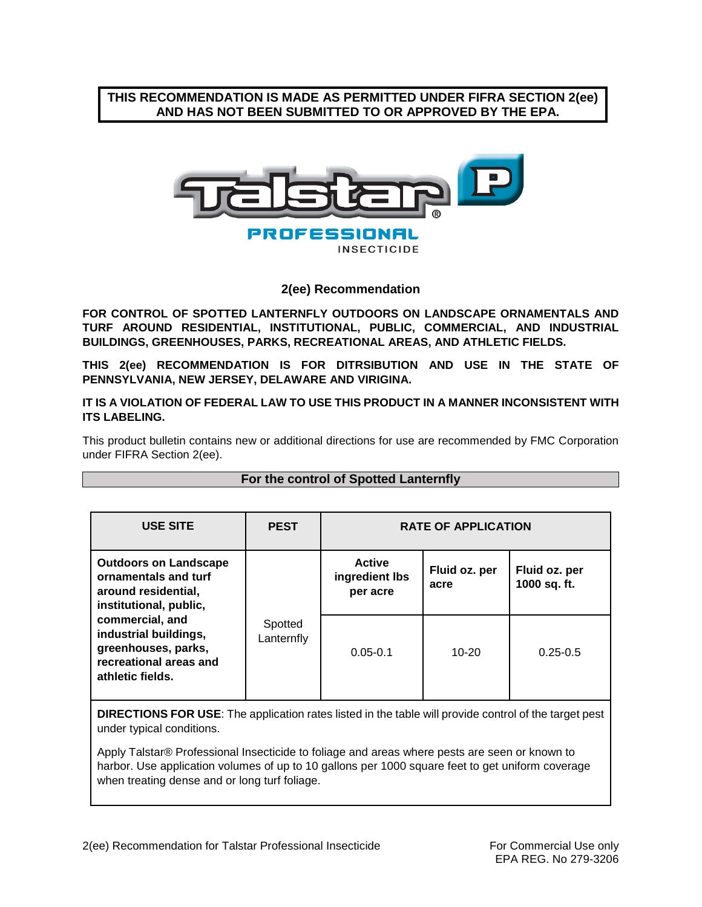**THIS RECOMMENDATION IS MADE AS PERMITTED UNDER FIFRA SECTION 2(ee) AND HAS NOT BEEN SUBMITTED TO OR APPROVED BY THE EPA.**

# Talstar® P PROFESSIONAL INSECTICIDE

## 2(ee) Recommendation

**FOR CONTROL OF SPOTTED LANTERNFLY OUTDOORS ON LANDSCAPE ORNAMENTALS AND TURF AROUND RESIDENTIAL, INSTITUTIONAL, PUBLIC, COMMERCIAL, AND INDUSTRIAL BUILDINGS, GREENHOUSES, PARKS, RECREATIONAL AREAS, AND ATHLETIC FIELDS.**

**THIS 2(ee) RECOMMENDATION IS FOR DITRSIBUTION AND USE IN THE STATE OF PENNSYLVANIA, NEW JERSEY, DELAWARE AND VIRIGINA.**

**IT IS A VIOLATION OF FEDERAL LAW TO USE THIS PRODUCT IN A MANNER INCONSISTENT WITH ITS LABELING.**

This product bulletin contains new or additional directions for use are recommended by FMC Corporation under FIFRA Section 2(ee).

**For the control of Spotted Lanternfly**

| USE SITE | PEST | RATE OF APPLICATION | | |
|---|---|---|---|---|
| | | **Active ingredient lbs per acre** | **Fluid oz. per acre** | **Fluid oz. per 1000 sq. ft.** |
| **Outdoors on Landscape ornamentals and turf around residential, institutional, public, commercial, and industrial buildings, greenhouses, parks, recreational areas and athletic fields.** | Spotted Lanternfly | 0.05-0.1 | 10-20 | 0.25-0.5 |

**DIRECTIONS FOR USE**: The application rates listed in the table will provide control of the target pest under typical conditions.

Apply Talstar® Professional Insecticide to foliage and areas where pests are seen or known to harbor. Use application volumes of up to 10 gallons per 1000 square feet to get uniform coverage when treating dense and or long turf foliage.

2(ee) Recommendation for Talstar Professional Insecticide

For Commercial Use only
EPA REG. No 279-3206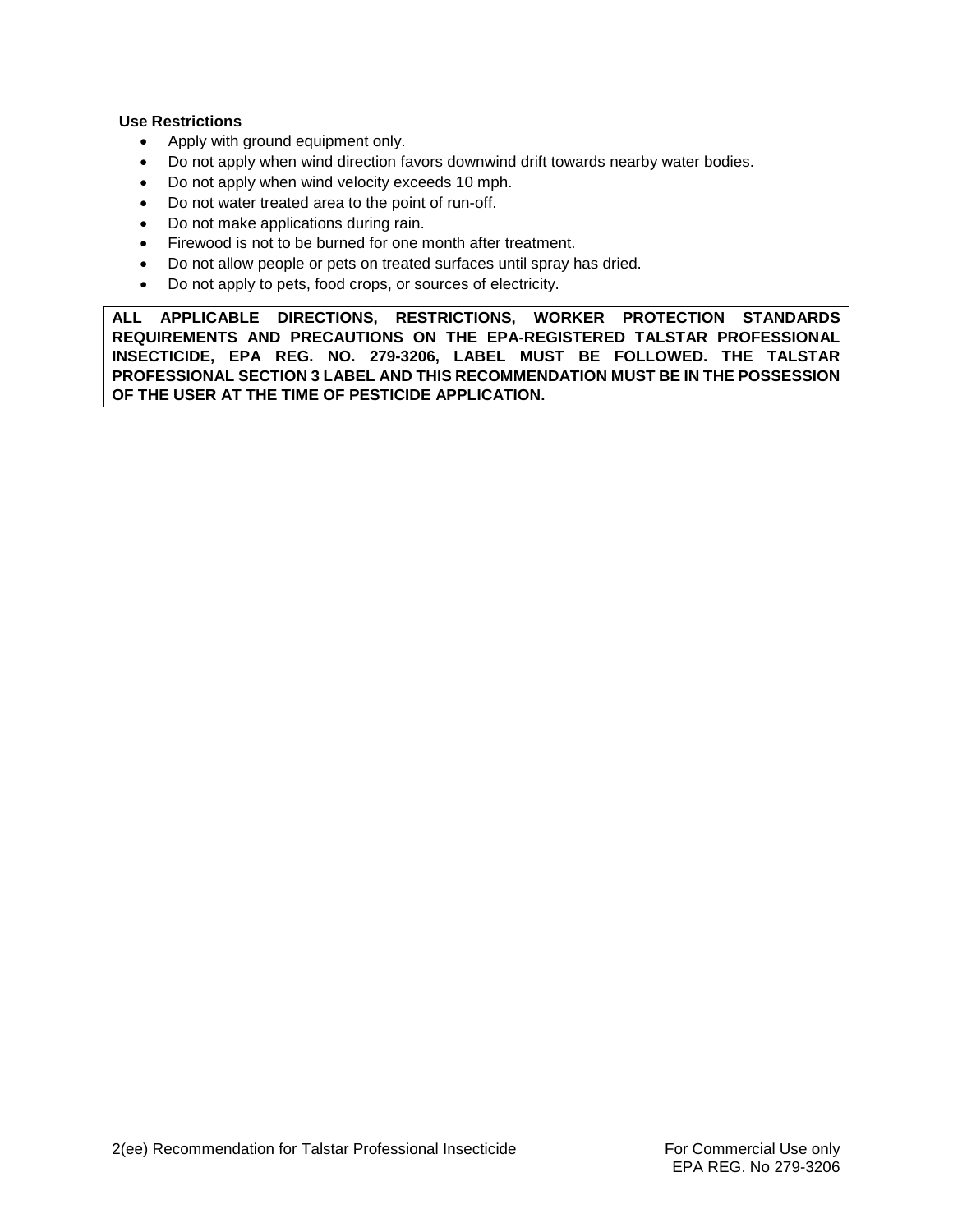**Use Restrictions**

- Apply with ground equipment only.
- Do not apply when wind direction favors downwind drift towards nearby water bodies.
- Do not apply when wind velocity exceeds 10 mph.
- Do not water treated area to the point of run-off.
- Do not make applications during rain.
- Firewood is not to be burned for one month after treatment.
- Do not allow people or pets on treated surfaces until spray has dried.
- Do not apply to pets, food crops, or sources of electricity.

**ALL APPLICABLE DIRECTIONS, RESTRICTIONS, WORKER PROTECTION STANDARDS REQUIREMENTS AND PRECAUTIONS ON THE EPA-REGISTERED TALSTAR PROFESSIONAL INSECTICIDE, EPA REG. NO. 279-3206, LABEL MUST BE FOLLOWED. THE TALSTAR PROFESSIONAL SECTION 3 LABEL AND THIS RECOMMENDATION MUST BE IN THE POSSESSION OF THE USER AT THE TIME OF PESTICIDE APPLICATION.**